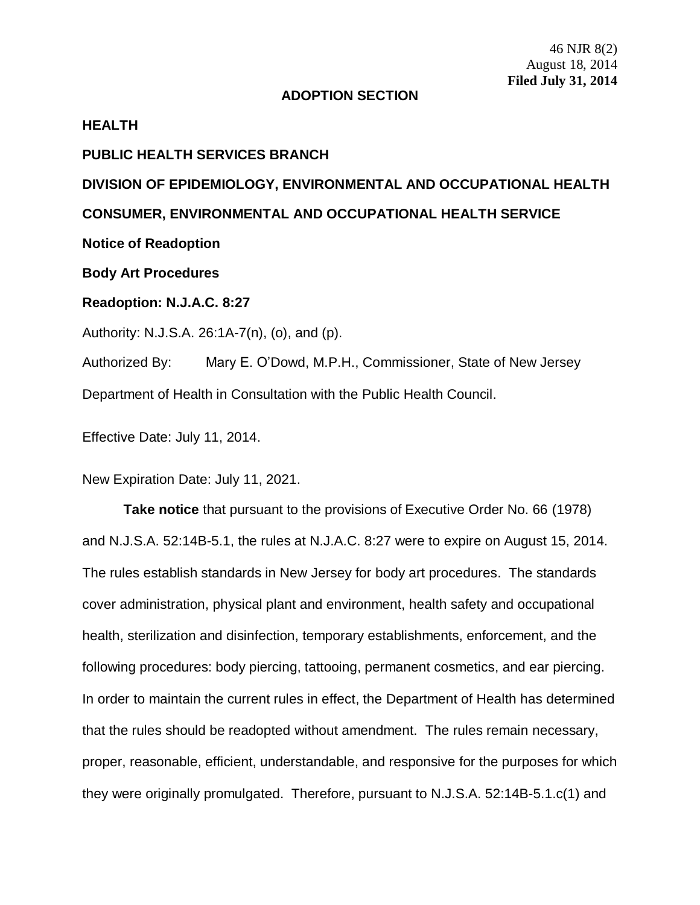46 NJR 8(2)
August 18, 2014
**Filed July 31, 2014**

**ADOPTION SECTION**

**HEALTH**

**PUBLIC HEALTH SERVICES BRANCH**

**DIVISION OF EPIDEMIOLOGY, ENVIRONMENTAL AND OCCUPATIONAL HEALTH**

**CONSUMER, ENVIRONMENTAL AND OCCUPATIONAL HEALTH SERVICE**

**Notice of Readoption**

**Body Art Procedures**

**Readoption: N.J.A.C. 8:27**

Authority: N.J.S.A. 26:1A-7(n), (o), and (p).

Authorized By: Mary E. O'Dowd, M.P.H., Commissioner, State of New Jersey Department of Health in Consultation with the Public Health Council.

Effective Date: July 11, 2014.

New Expiration Date: July 11, 2021.

**Take notice** that pursuant to the provisions of Executive Order No. 66 (1978) and N.J.S.A. 52:14B-5.1, the rules at N.J.A.C. 8:27 were to expire on August 15, 2014. The rules establish standards in New Jersey for body art procedures. The standards cover administration, physical plant and environment, health safety and occupational health, sterilization and disinfection, temporary establishments, enforcement, and the following procedures: body piercing, tattooing, permanent cosmetics, and ear piercing. In order to maintain the current rules in effect, the Department of Health has determined that the rules should be readopted without amendment. The rules remain necessary, proper, reasonable, efficient, understandable, and responsive for the purposes for which they were originally promulgated. Therefore, pursuant to N.J.S.A. 52:14B-5.1.c(1) and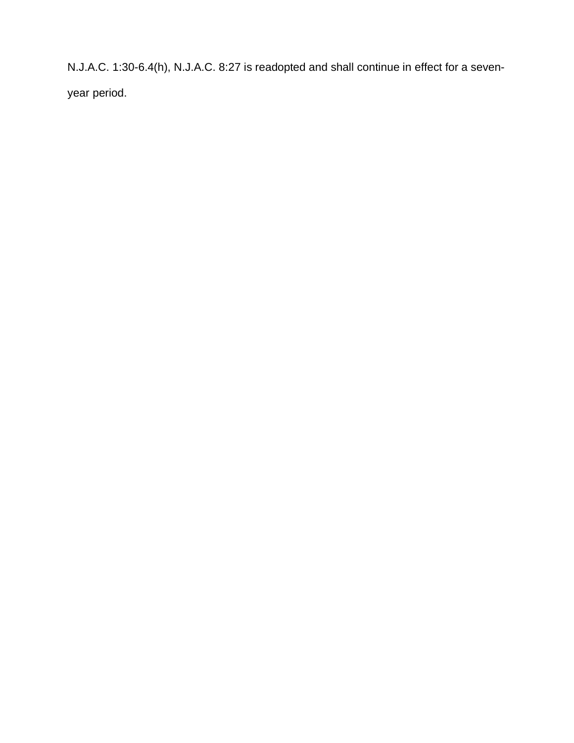N.J.A.C. 1:30-6.4(h), N.J.A.C. 8:27 is readopted and shall continue in effect for a seven-year period.